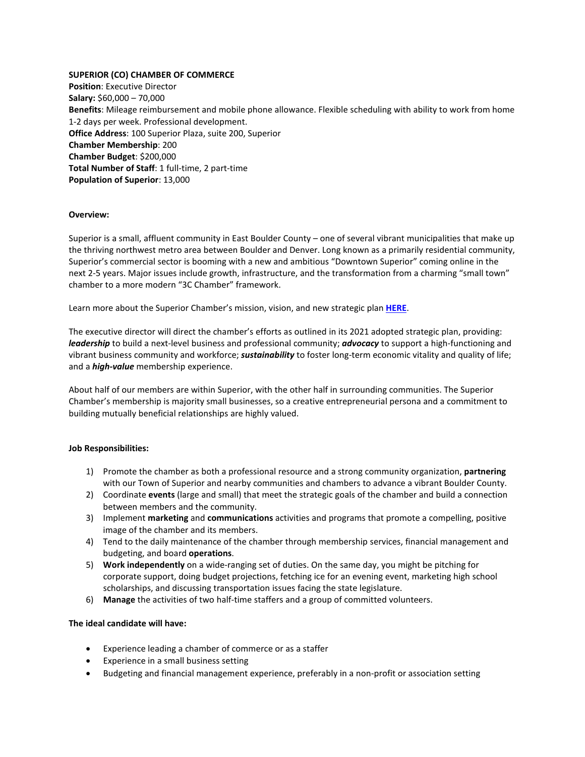**SUPERIOR (CO) CHAMBER OF COMMERCE**
**Position**: Executive Director
**Salary:** $60,000 – 70,000
**Benefits**: Mileage reimbursement and mobile phone allowance. Flexible scheduling with ability to work from home 1-2 days per week. Professional development.
**Office Address**: 100 Superior Plaza, suite 200, Superior
**Chamber Membership**: 200
**Chamber Budget**: $200,000
**Total Number of Staff**: 1 full-time, 2 part-time
**Population of Superior**: 13,000

**Overview:**

Superior is a small, affluent community in East Boulder County – one of several vibrant municipalities that make up the thriving northwest metro area between Boulder and Denver. Long known as a primarily residential community, Superior's commercial sector is booming with a new and ambitious "Downtown Superior" coming online in the next 2-5 years. Major issues include growth, infrastructure, and the transformation from a charming "small town" chamber to a more modern "3C Chamber" framework.

Learn more about the Superior Chamber's mission, vision, and new strategic plan **HERE**.

The executive director will direct the chamber's efforts as outlined in its 2021 adopted strategic plan, providing: ***leadership*** to build a next-level business and professional community; ***advocacy*** to support a high-functioning and vibrant business community and workforce; ***sustainability*** to foster long-term economic vitality and quality of life; and a ***high-value*** membership experience.

About half of our members are within Superior, with the other half in surrounding communities. The Superior Chamber's membership is majority small businesses, so a creative entrepreneurial persona and a commitment to building mutually beneficial relationships are highly valued.

**Job Responsibilities:**

1) Promote the chamber as both a professional resource and a strong community organization, **partnering** with our Town of Superior and nearby communities and chambers to advance a vibrant Boulder County.
2) Coordinate **events** (large and small) that meet the strategic goals of the chamber and build a connection between members and the community.
3) Implement **marketing** and **communications** activities and programs that promote a compelling, positive image of the chamber and its members.
4) Tend to the daily maintenance of the chamber through membership services, financial management and budgeting, and board **operations**.
5) **Work independently** on a wide-ranging set of duties. On the same day, you might be pitching for corporate support, doing budget projections, fetching ice for an evening event, marketing high school scholarships, and discussing transportation issues facing the state legislature.
6) **Manage** the activities of two half-time staffers and a group of committed volunteers.

**The ideal candidate will have:**

- Experience leading a chamber of commerce or as a staffer
- Experience in a small business setting
- Budgeting and financial management experience, preferably in a non-profit or association setting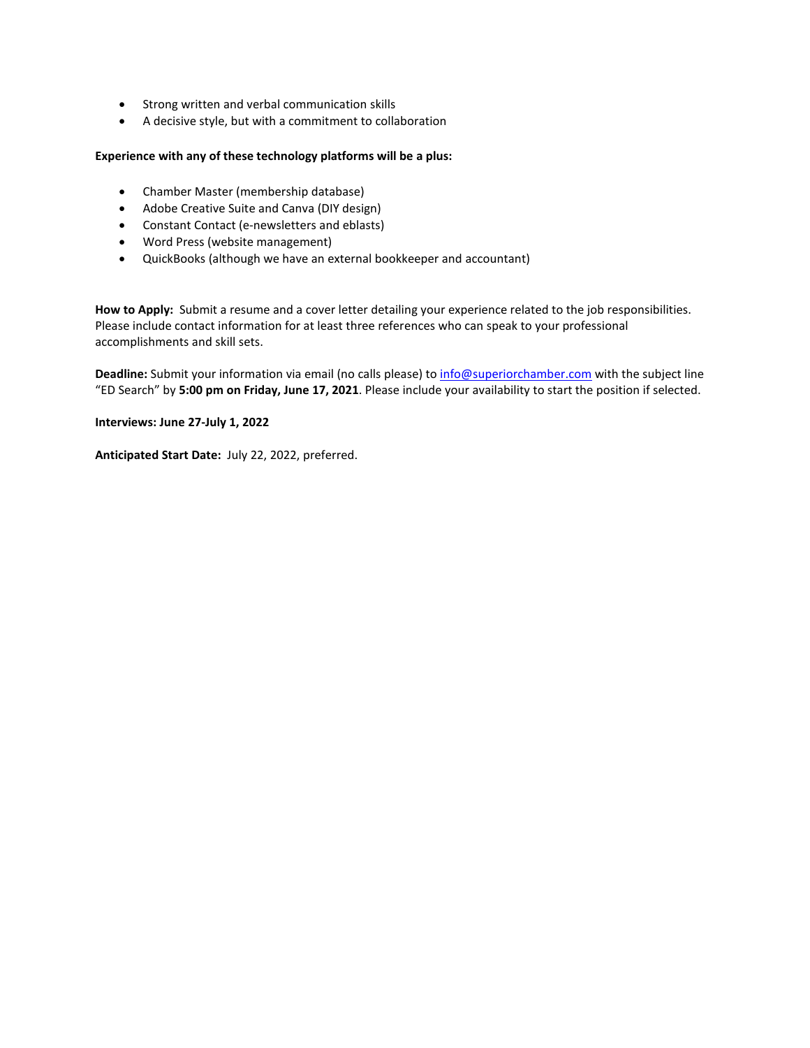- Strong written and verbal communication skills
- A decisive style, but with a commitment to collaboration

**Experience with any of these technology platforms will be a plus:**

- Chamber Master (membership database)
- Adobe Creative Suite and Canva (DIY design)
- Constant Contact (e-newsletters and eblasts)
- Word Press (website management)
- QuickBooks (although we have an external bookkeeper and accountant)

**How to Apply:** Submit a resume and a cover letter detailing your experience related to the job responsibilities. Please include contact information for at least three references who can speak to your professional accomplishments and skill sets.

**Deadline:** Submit your information via email (no calls please) to info@superiorchamber.com with the subject line "ED Search" by **5:00 pm on Friday, June 17, 2021**. Please include your availability to start the position if selected.

**Interviews: June 27-July 1, 2022**

**Anticipated Start Date:** July 22, 2022, preferred.